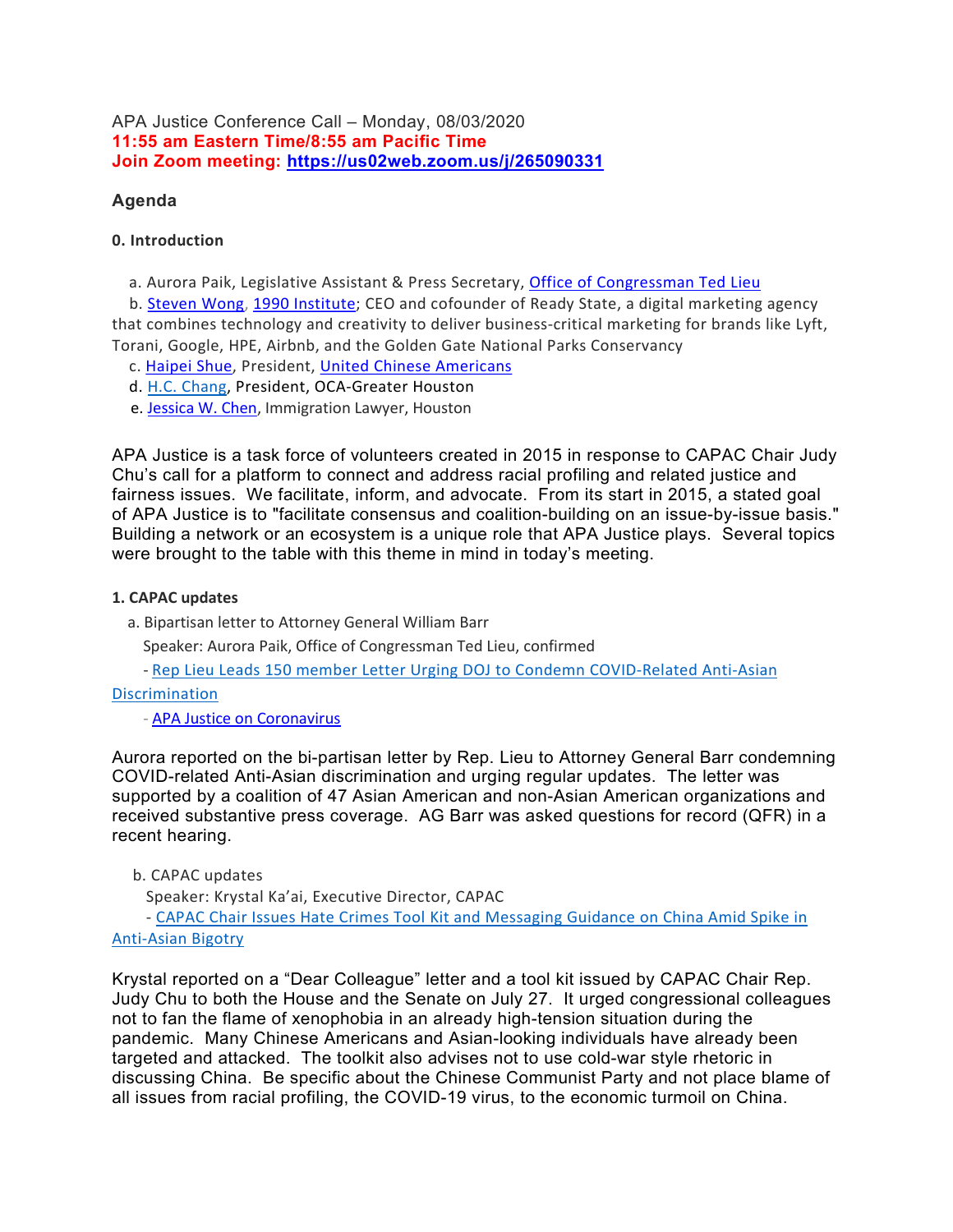APA Justice Conference Call – Monday, 08/03/2020

**11:55 am Eastern Time/8:55 am Pacific Time**

**Join Zoom meeting: https://us02web.zoom.us/j/265090331**

### Agenda

#### 0. Introduction

a. Aurora Paik, Legislative Assistant & Press Secretary, Office of Congressman Ted Lieu

b. Steven Wong, 1990 Institute; CEO and cofounder of Ready State, a digital marketing agency that combines technology and creativity to deliver business-critical marketing for brands like Lyft, Torani, Google, HPE, Airbnb, and the Golden Gate National Parks Conservancy

c. Haipei Shue, President, United Chinese Americans

d. H.C. Chang, President, OCA-Greater Houston

e. Jessica W. Chen, Immigration Lawyer, Houston

APA Justice is a task force of volunteers created in 2015 in response to CAPAC Chair Judy Chu's call for a platform to connect and address racial profiling and related justice and fairness issues. We facilitate, inform, and advocate. From its start in 2015, a stated goal of APA Justice is to "facilitate consensus and coalition-building on an issue-by-issue basis." Building a network or an ecosystem is a unique role that APA Justice plays. Several topics were brought to the table with this theme in mind in today's meeting.

#### 1. CAPAC updates

a. Bipartisan letter to Attorney General William Barr

Speaker: Aurora Paik, Office of Congressman Ted Lieu, confirmed

- Rep Lieu Leads 150 member Letter Urging DOJ to Condemn COVID-Related Anti-Asian Discrimination
- APA Justice on Coronavirus

Aurora reported on the bi-partisan letter by Rep. Lieu to Attorney General Barr condemning COVID-related Anti-Asian discrimination and urging regular updates. The letter was supported by a coalition of 47 Asian American and non-Asian American organizations and received substantive press coverage. AG Barr was asked questions for record (QFR) in a recent hearing.

b. CAPAC updates

Speaker: Krystal Ka'ai, Executive Director, CAPAC

- CAPAC Chair Issues Hate Crimes Tool Kit and Messaging Guidance on China Amid Spike in Anti-Asian Bigotry

Krystal reported on a "Dear Colleague" letter and a tool kit issued by CAPAC Chair Rep. Judy Chu to both the House and the Senate on July 27. It urged congressional colleagues not to fan the flame of xenophobia in an already high-tension situation during the pandemic. Many Chinese Americans and Asian-looking individuals have already been targeted and attacked. The toolkit also advises not to use cold-war style rhetoric in discussing China. Be specific about the Chinese Communist Party and not place blame of all issues from racial profiling, the COVID-19 virus, to the economic turmoil on China.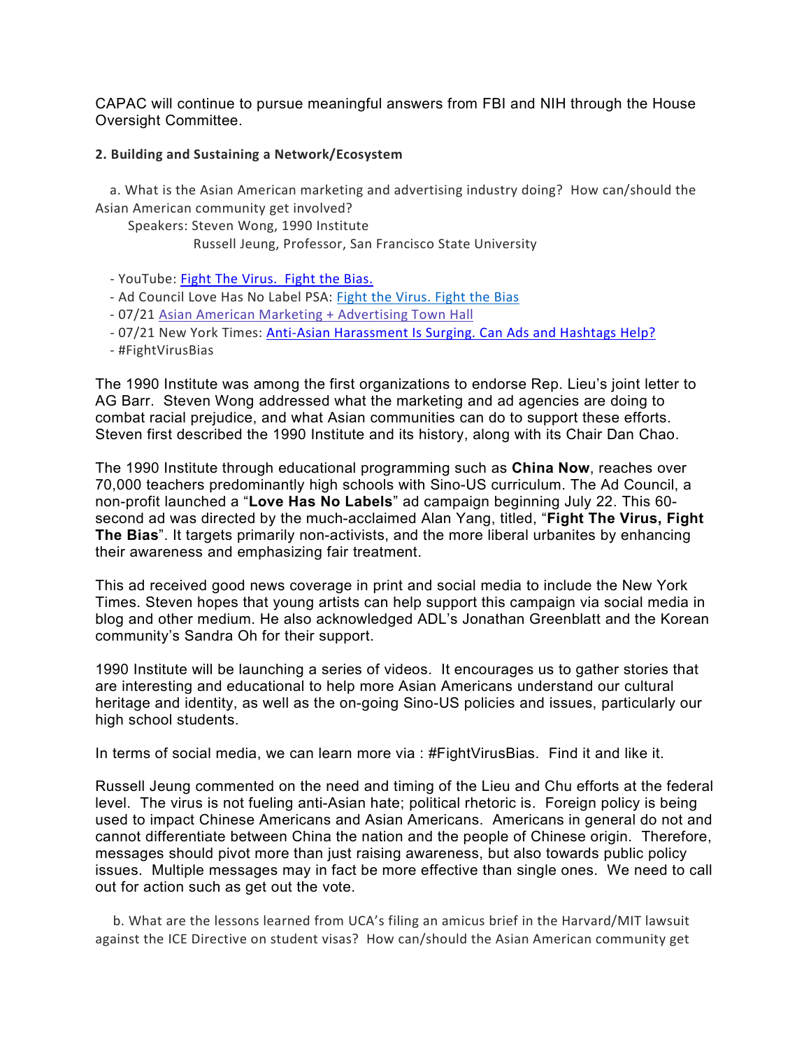CAPAC will continue to pursue meaningful answers from FBI and NIH through the House Oversight Committee.

### 2. Building and Sustaining a Network/Ecosystem

a. What is the Asian American marketing and advertising industry doing? How can/should the Asian American community get involved?

Speakers: Steven Wong, 1990 Institute
Russell Jeung, Professor, San Francisco State University

- YouTube: Fight The Virus. Fight the Bias.
- Ad Council Love Has No Label PSA: Fight the Virus. Fight the Bias
- 07/21 Asian American Marketing + Advertising Town Hall
- 07/21 New York Times: Anti-Asian Harassment Is Surging. Can Ads and Hashtags Help?
- #FightVirusBias

The 1990 Institute was among the first organizations to endorse Rep. Lieu's joint letter to AG Barr. Steven Wong addressed what the marketing and ad agencies are doing to combat racial prejudice, and what Asian communities can do to support these efforts. Steven first described the 1990 Institute and its history, along with its Chair Dan Chao.

The 1990 Institute through educational programming such as **China Now**, reaches over 70,000 teachers predominantly high schools with Sino-US curriculum. The Ad Council, a non-profit launched a "**Love Has No Labels**" ad campaign beginning July 22. This 60-second ad was directed by the much-acclaimed Alan Yang, titled, "**Fight The Virus, Fight The Bias**". It targets primarily non-activists, and the more liberal urbanites by enhancing their awareness and emphasizing fair treatment.

This ad received good news coverage in print and social media to include the New York Times. Steven hopes that young artists can help support this campaign via social media in blog and other medium. He also acknowledged ADL's Jonathan Greenblatt and the Korean community's Sandra Oh for their support.

1990 Institute will be launching a series of videos. It encourages us to gather stories that are interesting and educational to help more Asian Americans understand our cultural heritage and identity, as well as the on-going Sino-US policies and issues, particularly our high school students.

In terms of social media, we can learn more via : #FightVirusBias. Find it and like it.

Russell Jeung commented on the need and timing of the Lieu and Chu efforts at the federal level. The virus is not fueling anti-Asian hate; political rhetoric is. Foreign policy is being used to impact Chinese Americans and Asian Americans. Americans in general do not and cannot differentiate between China the nation and the people of Chinese origin. Therefore, messages should pivot more than just raising awareness, but also towards public policy issues. Multiple messages may in fact be more effective than single ones. We need to call out for action such as get out the vote.

b. What are the lessons learned from UCA's filing an amicus brief in the Harvard/MIT lawsuit against the ICE Directive on student visas? How can/should the Asian American community get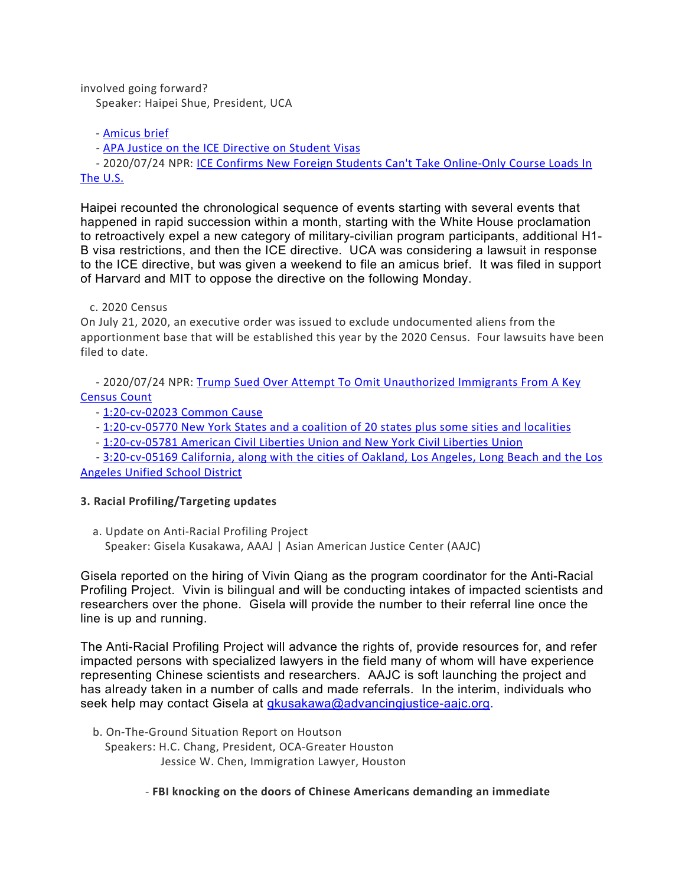involved going forward?
Speaker: Haipei Shue, President, UCA

- [Amicus brief]
- [APA Justice on the ICE Directive on Student Visas]
- 2020/07/24 NPR: [ICE Confirms New Foreign Students Can't Take Online-Only Course Loads In The U.S.]

Haipei recounted the chronological sequence of events starting with several events that happened in rapid succession within a month, starting with the White House proclamation to retroactively expel a new category of military-civilian program participants, additional H1-B visa restrictions, and then the ICE directive. UCA was considering a lawsuit in response to the ICE directive, but was given a weekend to file an amicus brief. It was filed in support of Harvard and MIT to oppose the directive on the following Monday.

c. 2020 Census

On July 21, 2020, an executive order was issued to exclude undocumented aliens from the apportionment base that will be established this year by the 2020 Census. Four lawsuits have been filed to date.

- 2020/07/24 NPR: [Trump Sued Over Attempt To Omit Unauthorized Immigrants From A Key Census Count]
- [1:20-cv-02023 Common Cause]
- [1:20-cv-05770 New York States and a coalition of 20 states plus some sities and localities]
- [1:20-cv-05781 American Civil Liberties Union and New York Civil Liberties Union]
- [3:20-cv-05169 California, along with the cities of Oakland, Los Angeles, Long Beach and the Los Angeles Unified School District]

**3. Racial Profiling/Targeting updates**

a. Update on Anti-Racial Profiling Project
Speaker: Gisela Kusakawa, AAAJ | Asian American Justice Center (AAJC)

Gisela reported on the hiring of Vivin Qiang as the program coordinator for the Anti-Racial Profiling Project. Vivin is bilingual and will be conducting intakes of impacted scientists and researchers over the phone. Gisela will provide the number to their referral line once the line is up and running.

The Anti-Racial Profiling Project will advance the rights of, provide resources for, and refer impacted persons with specialized lawyers in the field many of whom will have experience representing Chinese scientists and researchers. AAJC is soft launching the project and has already taken in a number of calls and made referrals. In the interim, individuals who seek help may contact Gisela at gkusakawa@advancingjustice-aajc.org.

b. On-The-Ground Situation Report on Houtson
Speakers: H.C. Chang, President, OCA-Greater Houston
Jessice W. Chen, Immigration Lawyer, Houston

- **FBI knocking on the doors of Chinese Americans demanding an immediate**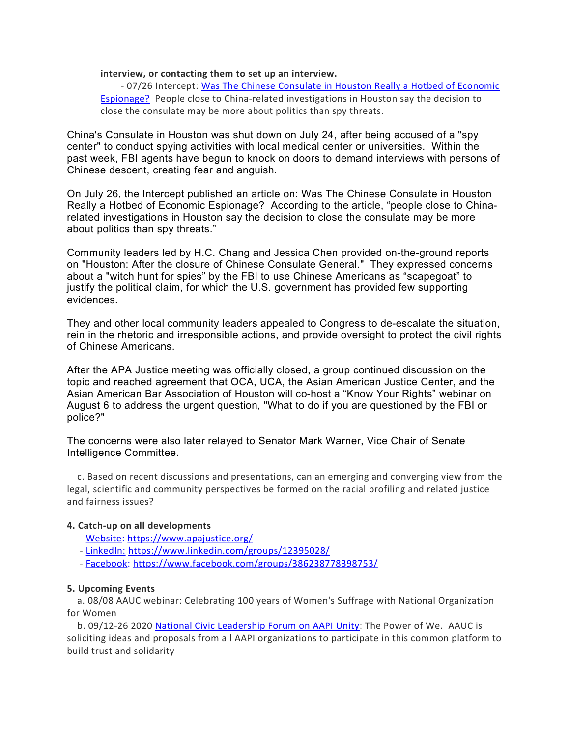**interview, or contacting them to set up an interview.**

- 07/26 Intercept: [Was The Chinese Consulate in Houston Really a Hotbed of Economic Espionage?](#) People close to China-related investigations in Houston say the decision to close the consulate may be more about politics than spy threats.

China's Consulate in Houston was shut down on July 24, after being accused of a "spy center" to conduct spying activities with local medical center or universities. Within the past week, FBI agents have begun to knock on doors to demand interviews with persons of Chinese descent, creating fear and anguish.

On July 26, the Intercept published an article on: Was The Chinese Consulate in Houston Really a Hotbed of Economic Espionage? According to the article, "people close to China-related investigations in Houston say the decision to close the consulate may be more about politics than spy threats."

Community leaders led by H.C. Chang and Jessica Chen provided on-the-ground reports on "Houston: After the closure of Chinese Consulate General." They expressed concerns about a "witch hunt for spies" by the FBI to use Chinese Americans as "scapegoat" to justify the political claim, for which the U.S. government has provided few supporting evidences.

They and other local community leaders appealed to Congress to de-escalate the situation, rein in the rhetoric and irresponsible actions, and provide oversight to protect the civil rights of Chinese Americans.

After the APA Justice meeting was officially closed, a group continued discussion on the topic and reached agreement that OCA, UCA, the Asian American Justice Center, and the Asian American Bar Association of Houston will co-host a "Know Your Rights" webinar on August 6 to address the urgent question, "What to do if you are questioned by the FBI or police?"

The concerns were also later relayed to Senator Mark Warner, Vice Chair of Senate Intelligence Committee.

c. Based on recent discussions and presentations, can an emerging and converging view from the legal, scientific and community perspectives be formed on the racial profiling and related justice and fairness issues?

**4. Catch-up on all developments**

- Website: https://www.apajustice.org/
- LinkedIn: https://www.linkedin.com/groups/12395028/
- Facebook: https://www.facebook.com/groups/386238778398753/

**5. Upcoming Events**

a. 08/08 AAUC webinar: Celebrating 100 years of Women's Suffrage with National Organization for Women

b. 09/12-26 2020 [National Civic Leadership Forum on AAPI Unity](#): The Power of We. AAUC is soliciting ideas and proposals from all AAPI organizations to participate in this common platform to build trust and solidarity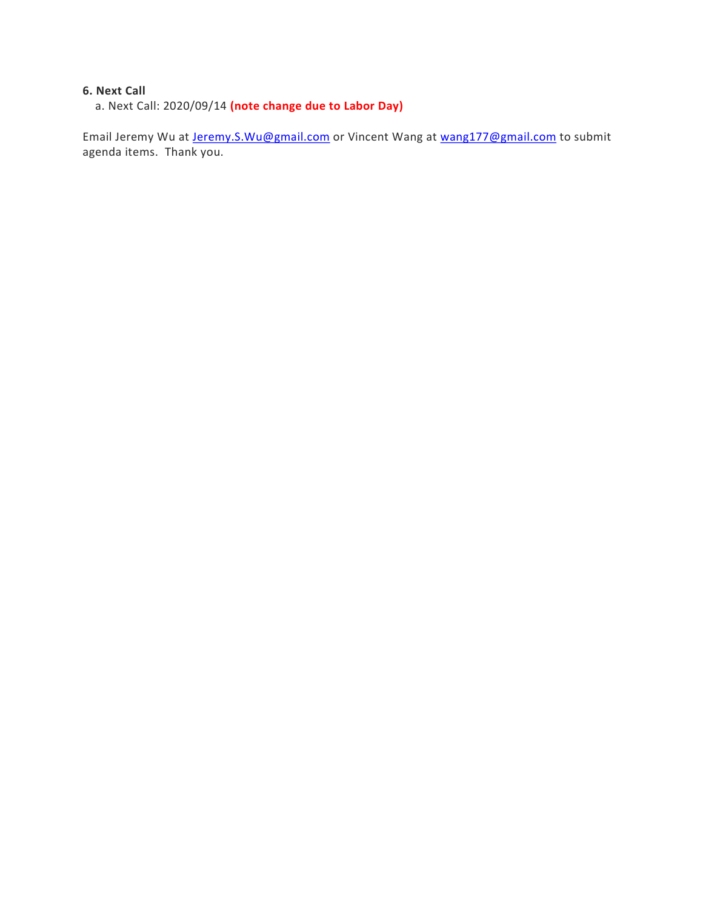**6. Next Call**

a. Next Call: 2020/09/14 **(note change due to Labor Day)**

Email Jeremy Wu at Jeremy.S.Wu@gmail.com or Vincent Wang at wang177@gmail.com to submit agenda items. Thank you.